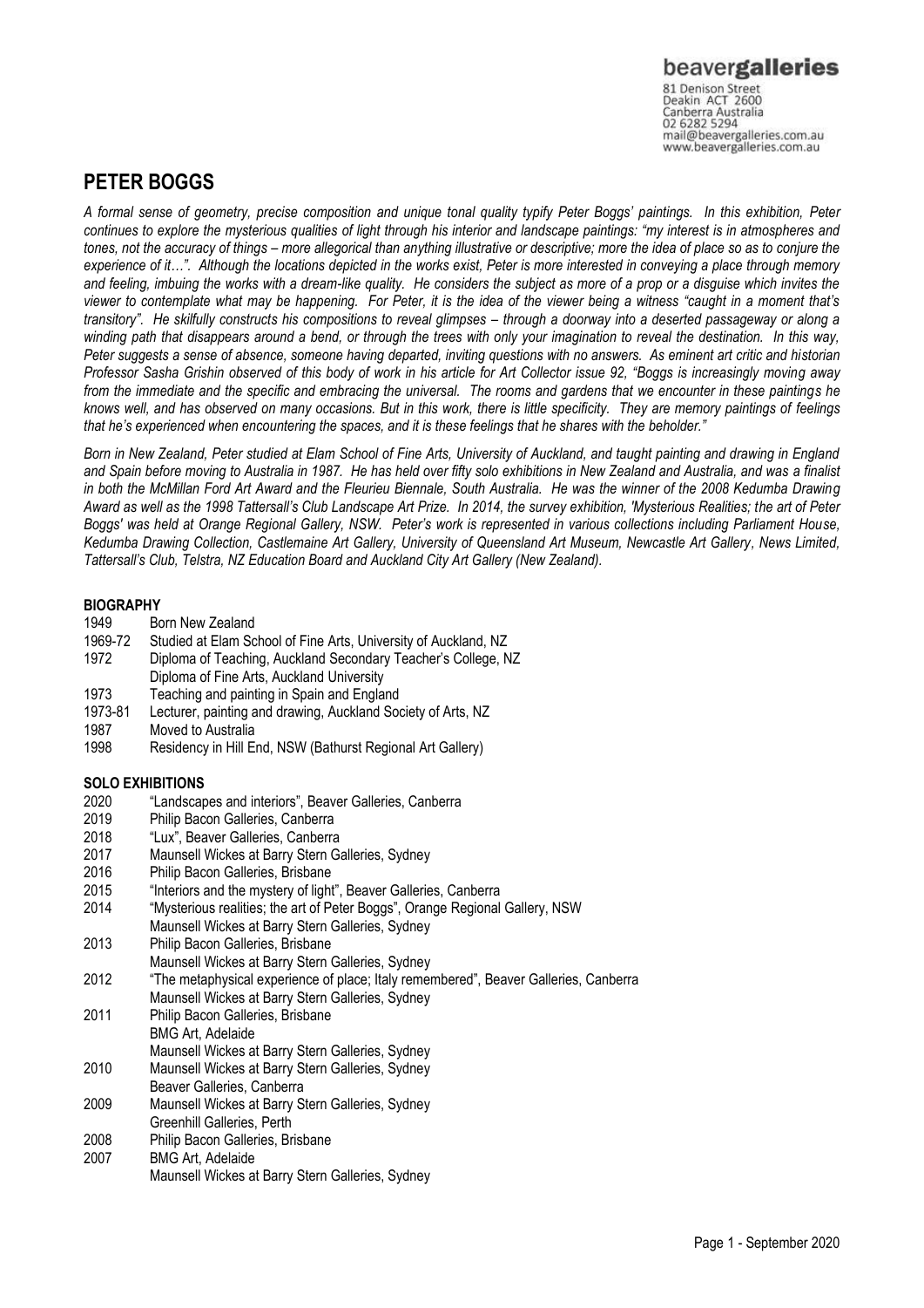beavergalleries

81 Denison Street
Deakin ACT 2600
Canberra Australia
02 6282 5294
mail@beavergalleries.com.au
www.beavergalleries.com.au

# PETER BOGGS

*A formal sense of geometry, precise composition and unique tonal quality typify Peter Boggs' paintings. In this exhibition, Peter continues to explore the mysterious qualities of light through his interior and landscape paintings: "my interest is in atmospheres and tones, not the accuracy of things – more allegorical than anything illustrative or descriptive; more the idea of place so as to conjure the experience of it…". Although the locations depicted in the works exist, Peter is more interested in conveying a place through memory and feeling, imbuing the works with a dream-like quality. He considers the subject as more of a prop or a disguise which invites the viewer to contemplate what may be happening. For Peter, it is the idea of the viewer being a witness "caught in a moment that's transitory". He skilfully constructs his compositions to reveal glimpses – through a doorway into a deserted passageway or along a winding path that disappears around a bend, or through the trees with only your imagination to reveal the destination. In this way, Peter suggests a sense of absence, someone having departed, inviting questions with no answers. As eminent art critic and historian Professor Sasha Grishin observed of this body of work in his article for Art Collector issue 92, "Boggs is increasingly moving away from the immediate and the specific and embracing the universal. The rooms and gardens that we encounter in these paintings he knows well, and has observed on many occasions. But in this work, there is little specificity. They are memory paintings of feelings that he's experienced when encountering the spaces, and it is these feelings that he shares with the beholder."*

*Born in New Zealand, Peter studied at Elam School of Fine Arts, University of Auckland, and taught painting and drawing in England and Spain before moving to Australia in 1987. He has held over fifty solo exhibitions in New Zealand and Australia, and was a finalist in both the McMillan Ford Art Award and the Fleurieu Biennale, South Australia. He was the winner of the 2008 Kedumba Drawing Award as well as the 1998 Tattersall's Club Landscape Art Prize. In 2014, the survey exhibition, 'Mysterious Realities; the art of Peter Boggs' was held at Orange Regional Gallery, NSW. Peter's work is represented in various collections including Parliament House, Kedumba Drawing Collection, Castlemaine Art Gallery, University of Queensland Art Museum, Newcastle Art Gallery, News Limited, Tattersall's Club, Telstra, NZ Education Board and Auckland City Art Gallery (New Zealand).*

## BIOGRAPHY

1949 Born New Zealand
1969-72 Studied at Elam School of Fine Arts, University of Auckland, NZ
1972 Diploma of Teaching, Auckland Secondary Teacher's College, NZ
Diploma of Fine Arts, Auckland University
1973 Teaching and painting in Spain and England
1973-81 Lecturer, painting and drawing, Auckland Society of Arts, NZ
1987 Moved to Australia
1998 Residency in Hill End, NSW (Bathurst Regional Art Gallery)

## SOLO EXHIBITIONS

2020 "Landscapes and interiors", Beaver Galleries, Canberra
2019 Philip Bacon Galleries, Canberra
2018 "Lux", Beaver Galleries, Canberra
2017 Maunsell Wickes at Barry Stern Galleries, Sydney
2016 Philip Bacon Galleries, Brisbane
2015 "Interiors and the mystery of light", Beaver Galleries, Canberra
2014 "Mysterious realities; the art of Peter Boggs", Orange Regional Gallery, NSW
Maunsell Wickes at Barry Stern Galleries, Sydney
2013 Philip Bacon Galleries, Brisbane
Maunsell Wickes at Barry Stern Galleries, Sydney
2012 "The metaphysical experience of place; Italy remembered", Beaver Galleries, Canberra
Maunsell Wickes at Barry Stern Galleries, Sydney
2011 Philip Bacon Galleries, Brisbane
BMG Art, Adelaide
Maunsell Wickes at Barry Stern Galleries, Sydney
2010 Maunsell Wickes at Barry Stern Galleries, Sydney
Beaver Galleries, Canberra
2009 Maunsell Wickes at Barry Stern Galleries, Sydney
Greenhill Galleries, Perth
2008 Philip Bacon Galleries, Brisbane
2007 BMG Art, Adelaide
Maunsell Wickes at Barry Stern Galleries, Sydney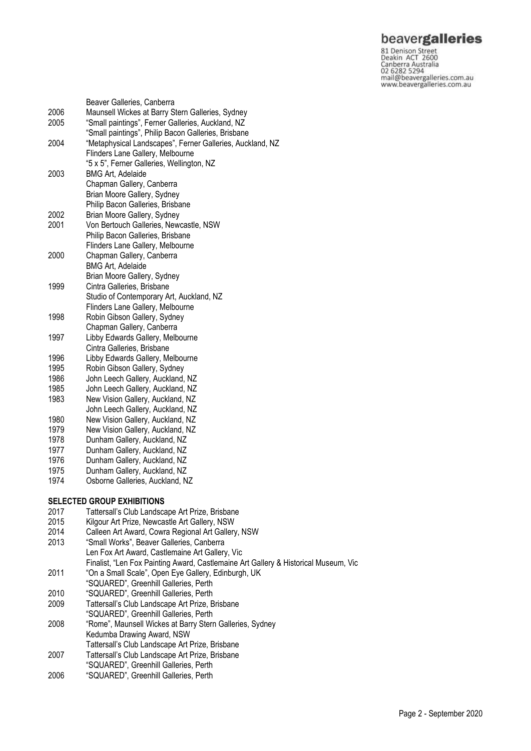Beaver Galleries, Canberra

2006 Maunsell Wickes at Barry Stern Galleries, Sydney

2005 "Small paintings", Ferner Galleries, Auckland, NZ
"Small paintings", Philip Bacon Galleries, Brisbane

2004 "Metaphysical Landscapes", Ferner Galleries, Auckland, NZ
Flinders Lane Gallery, Melbourne
"5 x 5", Ferner Galleries, Wellington, NZ

2003 BMG Art, Adelaide
Chapman Gallery, Canberra
Brian Moore Gallery, Sydney
Philip Bacon Galleries, Brisbane

2002 Brian Moore Gallery, Sydney

2001 Von Bertouch Galleries, Newcastle, NSW
Philip Bacon Galleries, Brisbane
Flinders Lane Gallery, Melbourne

2000 Chapman Gallery, Canberra
BMG Art, Adelaide
Brian Moore Gallery, Sydney

1999 Cintra Galleries, Brisbane
Studio of Contemporary Art, Auckland, NZ
Flinders Lane Gallery, Melbourne

1998 Robin Gibson Gallery, Sydney
Chapman Gallery, Canberra

1997 Libby Edwards Gallery, Melbourne
Cintra Galleries, Brisbane

1996 Libby Edwards Gallery, Melbourne

1995 Robin Gibson Gallery, Sydney

1986 John Leech Gallery, Auckland, NZ

1985 John Leech Gallery, Auckland, NZ

1983 New Vision Gallery, Auckland, NZ
John Leech Gallery, Auckland, NZ

1980 New Vision Gallery, Auckland, NZ

1979 New Vision Gallery, Auckland, NZ

1978 Dunham Gallery, Auckland, NZ

1977 Dunham Gallery, Auckland, NZ

1976 Dunham Gallery, Auckland, NZ

1975 Dunham Gallery, Auckland, NZ

1974 Osborne Galleries, Auckland, NZ

**SELECTED GROUP EXHIBITIONS**

2017 Tattersall's Club Landscape Art Prize, Brisbane

2015 Kilgour Art Prize, Newcastle Art Gallery, NSW

2014 Calleen Art Award, Cowra Regional Art Gallery, NSW

2013 "Small Works", Beaver Galleries, Canberra
Len Fox Art Award, Castlemaine Art Gallery, Vic
Finalist, "Len Fox Painting Award, Castlemaine Art Gallery & Historical Museum, Vic

2011 "On a Small Scale", Open Eye Gallery, Edinburgh, UK
"SQUARED", Greenhill Galleries, Perth

2010 "SQUARED", Greenhill Galleries, Perth

2009 Tattersall's Club Landscape Art Prize, Brisbane
"SQUARED", Greenhill Galleries, Perth

2008 "Rome", Maunsell Wickes at Barry Stern Galleries, Sydney
Kedumba Drawing Award, NSW
Tattersall's Club Landscape Art Prize, Brisbane

2007 Tattersall's Club Landscape Art Prize, Brisbane
"SQUARED", Greenhill Galleries, Perth

2006 "SQUARED", Greenhill Galleries, Perth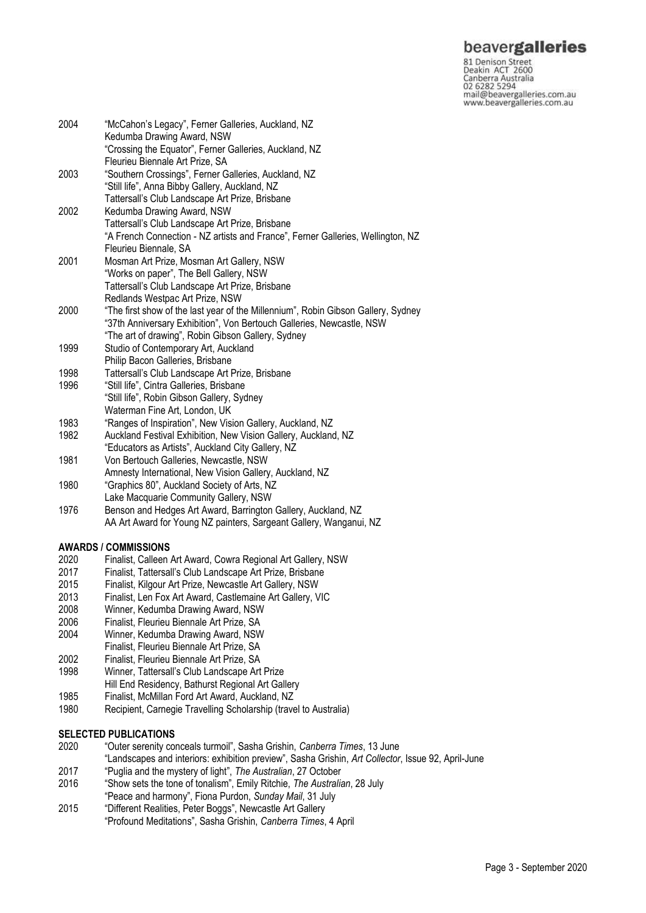| | |
|---|---|
| 2004 | "McCahon's Legacy", Ferner Galleries, Auckland, NZ |
| | Kedumba Drawing Award, NSW |
| | "Crossing the Equator", Ferner Galleries, Auckland, NZ |
| | Fleurieu Biennale Art Prize, SA |
| 2003 | "Southern Crossings", Ferner Galleries, Auckland, NZ |
| | "Still life", Anna Bibby Gallery, Auckland, NZ |
| | Tattersall's Club Landscape Art Prize, Brisbane |
| 2002 | Kedumba Drawing Award, NSW |
| | Tattersall's Club Landscape Art Prize, Brisbane |
| | "A French Connection - NZ artists and France", Ferner Galleries, Wellington, NZ |
| | Fleurieu Biennale, SA |
| 2001 | Mosman Art Prize, Mosman Art Gallery, NSW |
| | "Works on paper", The Bell Gallery, NSW |
| | Tattersall's Club Landscape Art Prize, Brisbane |
| | Redlands Westpac Art Prize, NSW |
| 2000 | "The first show of the last year of the Millennium", Robin Gibson Gallery, Sydney |
| | "37th Anniversary Exhibition", Von Bertouch Galleries, Newcastle, NSW |
| | "The art of drawing", Robin Gibson Gallery, Sydney |
| 1999 | Studio of Contemporary Art, Auckland |
| | Philip Bacon Galleries, Brisbane |
| 1998 | Tattersall's Club Landscape Art Prize, Brisbane |
| 1996 | "Still life", Cintra Galleries, Brisbane |
| | "Still life", Robin Gibson Gallery, Sydney |
| | Waterman Fine Art, London, UK |
| 1983 | "Ranges of Inspiration", New Vision Gallery, Auckland, NZ |
| 1982 | Auckland Festival Exhibition, New Vision Gallery, Auckland, NZ |
| | "Educators as Artists", Auckland City Gallery, NZ |
| 1981 | Von Bertouch Galleries, Newcastle, NSW |
| | Amnesty International, New Vision Gallery, Auckland, NZ |
| 1980 | "Graphics 80", Auckland Society of Arts, NZ |
| | Lake Macquarie Community Gallery, NSW |
| 1976 | Benson and Hedges Art Award, Barrington Gallery, Auckland, NZ |
| | AA Art Award for Young NZ painters, Sargeant Gallery, Wanganui, NZ |

## AWARDS / COMMISSIONS

| | |
|---|---|
| 2020 | Finalist, Calleen Art Award, Cowra Regional Art Gallery, NSW |
| 2017 | Finalist, Tattersall's Club Landscape Art Prize, Brisbane |
| 2015 | Finalist, Kilgour Art Prize, Newcastle Art Gallery, NSW |
| 2013 | Finalist, Len Fox Art Award, Castlemaine Art Gallery, VIC |
| 2008 | Winner, Kedumba Drawing Award, NSW |
| 2006 | Finalist, Fleurieu Biennale Art Prize, SA |
| 2004 | Winner, Kedumba Drawing Award, NSW |
| | Finalist, Fleurieu Biennale Art Prize, SA |
| 2002 | Finalist, Fleurieu Biennale Art Prize, SA |
| 1998 | Winner, Tattersall's Club Landscape Art Prize |
| | Hill End Residency, Bathurst Regional Art Gallery |
| 1985 | Finalist, McMillan Ford Art Award, Auckland, NZ |
| 1980 | Recipient, Carnegie Travelling Scholarship (travel to Australia) |

## SELECTED PUBLICATIONS

| | |
|---|---|
| 2020 | "Outer serenity conceals turmoil", Sasha Grishin, *Canberra Times*, 13 June |
| | "Landscapes and interiors: exhibition preview", Sasha Grishin, *Art Collector*, Issue 92, April-June |
| 2017 | "Puglia and the mystery of light", *The Australian*, 27 October |
| 2016 | "Show sets the tone of tonalism", Emily Ritchie, *The Australian*, 28 July |
| | "Peace and harmony", Fiona Purdon, *Sunday Mail*, 31 July |
| 2015 | "Different Realities, Peter Boggs", Newcastle Art Gallery |
| | "Profound Meditations", Sasha Grishin, *Canberra Times*, 4 April |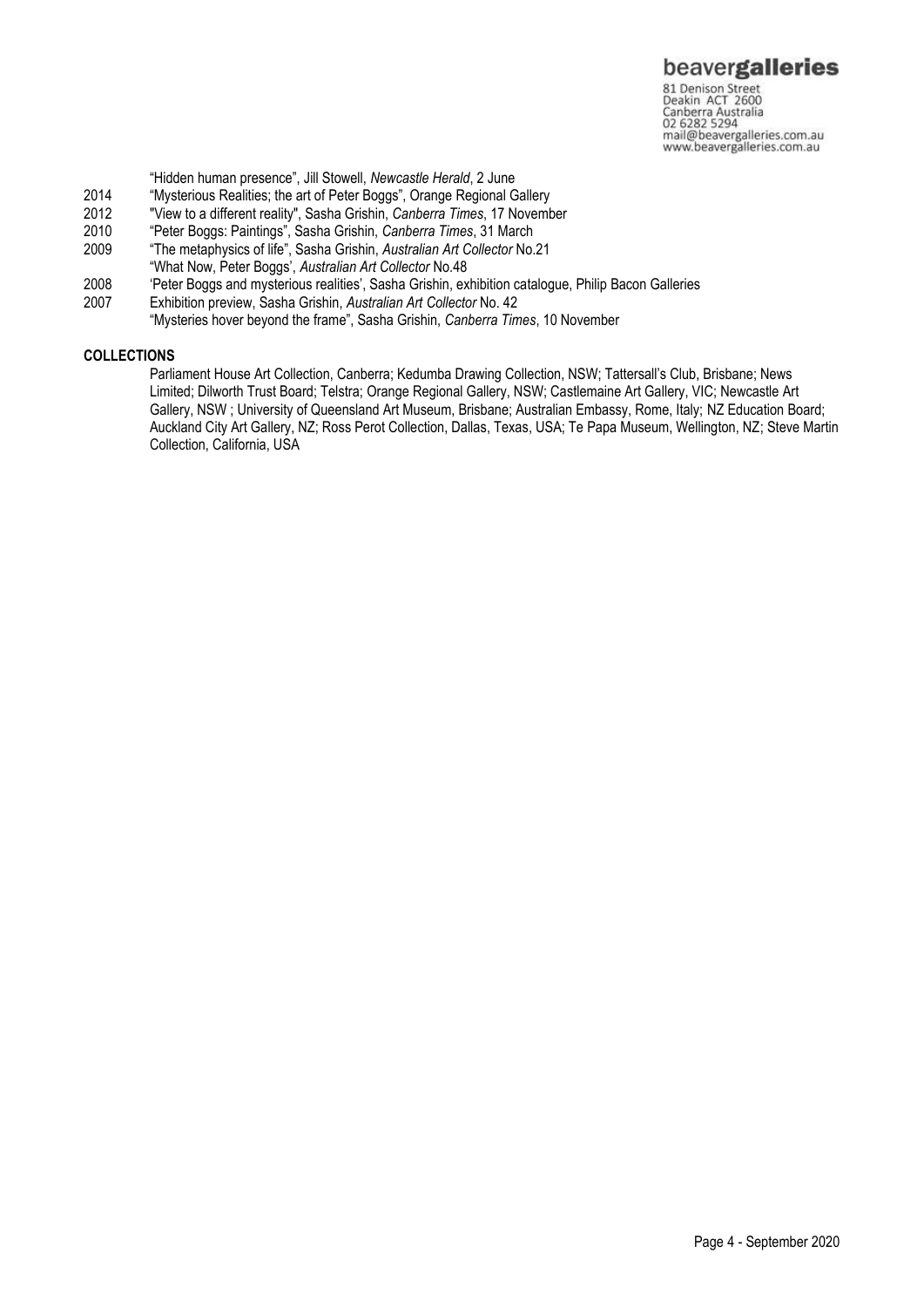"Hidden human presence", Jill Stowell, *Newcastle Herald*, 2 June

2014 "Mysterious Realities; the art of Peter Boggs", Orange Regional Gallery

2012 "View to a different reality", Sasha Grishin, *Canberra Times*, 17 November

2010 "Peter Boggs: Paintings", Sasha Grishin, *Canberra Times*, 31 March

2009 "The metaphysics of life", Sasha Grishin, *Australian Art Collector* No.21

"What Now, Peter Boggs', *Australian Art Collector* No.48

2008 'Peter Boggs and mysterious realities', Sasha Grishin, exhibition catalogue, Philip Bacon Galleries

2007 Exhibition preview, Sasha Grishin, *Australian Art Collector* No. 42

"Mysteries hover beyond the frame", Sasha Grishin, *Canberra Times*, 10 November

**COLLECTIONS**

Parliament House Art Collection, Canberra; Kedumba Drawing Collection, NSW; Tattersall's Club, Brisbane; News Limited; Dilworth Trust Board; Telstra; Orange Regional Gallery, NSW; Castlemaine Art Gallery, VIC; Newcastle Art Gallery, NSW ; University of Queensland Art Museum, Brisbane; Australian Embassy, Rome, Italy; NZ Education Board; Auckland City Art Gallery, NZ; Ross Perot Collection, Dallas, Texas, USA; Te Papa Museum, Wellington, NZ; Steve Martin Collection, California, USA